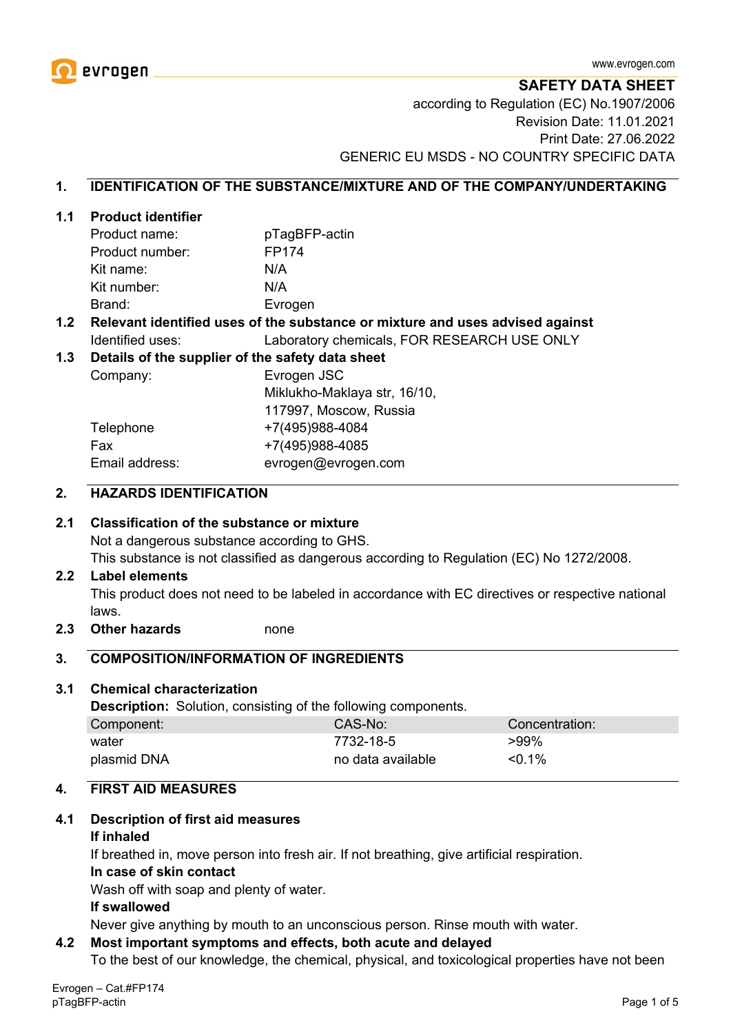www.evrogen.com

# SAFETY DATA SHEET

according to Regulation (EC) No.1907/2006
Revision Date: 11.01.2021
Print Date: 27.06.2022
GENERIC EU MSDS - NO COUNTRY SPECIFIC DATA

## 1. IDENTIFICATION OF THE SUBSTANCE/MIXTURE AND OF THE COMPANY/UNDERTAKING

### 1.1 Product identifier

| | |
|---|---|
| Product name: | pTagBFP-actin |
| Product number: | FP174 |
| Kit name: | N/A |
| Kit number: | N/A |
| Brand: | Evrogen |

### 1.2 Relevant identified uses of the substance or mixture and uses advised against

Identified uses: Laboratory chemicals, FOR RESEARCH USE ONLY

### 1.3 Details of the supplier of the safety data sheet

| | |
|---|---|
| Company: | Evrogen JSC<br>Miklukho-Maklaya str, 16/10,<br>117997, Moscow, Russia |
| Telephone | +7(495)988-4084 |
| Fax | +7(495)988-4085 |
| Email address: | evrogen@evrogen.com |

## 2. HAZARDS IDENTIFICATION

### 2.1 Classification of the substance or mixture

Not a dangerous substance according to GHS.
This substance is not classified as dangerous according to Regulation (EC) No 1272/2008.

### 2.2 Label elements

This product does not need to be labeled in accordance with EC directives or respective national laws.

### 2.3 Other hazards

none

## 3. COMPOSITION/INFORMATION OF INGREDIENTS

### 3.1 Chemical characterization

**Description:** Solution, consisting of the following components.

| Component: | CAS-No: | Concentration: |
|---|---|---|
| water | 7732-18-5 | >99% |
| plasmid DNA | no data available | <0.1% |

## 4. FIRST AID MEASURES

### 4.1 Description of first aid measures

**If inhaled**

If breathed in, move person into fresh air. If not breathing, give artificial respiration.

**In case of skin contact**

Wash off with soap and plenty of water.

**If swallowed**

Never give anything by mouth to an unconscious person. Rinse mouth with water.

### 4.2 Most important symptoms and effects, both acute and delayed

To the best of our knowledge, the chemical, physical, and toxicological properties have not been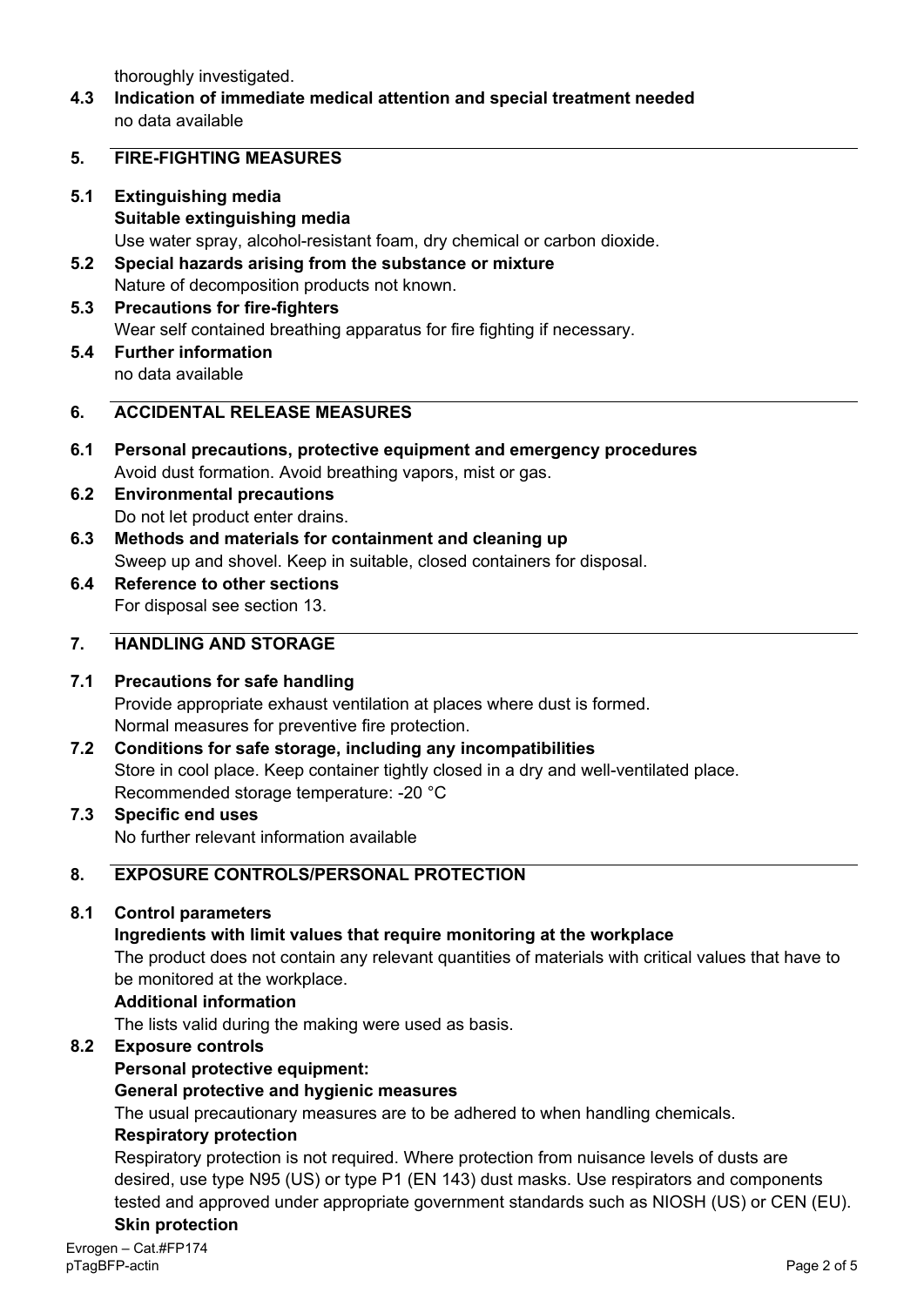thoroughly investigated.

**4.3 Indication of immediate medical attention and special treatment needed**

no data available

## 5. FIRE-FIGHTING MEASURES

**5.1 Extinguishing media**

**Suitable extinguishing media**

Use water spray, alcohol-resistant foam, dry chemical or carbon dioxide.

**5.2 Special hazards arising from the substance or mixture**

Nature of decomposition products not known.

**5.3 Precautions for fire-fighters**

Wear self contained breathing apparatus for fire fighting if necessary.

**5.4 Further information**

no data available

## 6. ACCIDENTAL RELEASE MEASURES

**6.1 Personal precautions, protective equipment and emergency procedures**

Avoid dust formation. Avoid breathing vapors, mist or gas.

**6.2 Environmental precautions**

Do not let product enter drains.

**6.3 Methods and materials for containment and cleaning up**

Sweep up and shovel. Keep in suitable, closed containers for disposal.

**6.4 Reference to other sections**

For disposal see section 13.

## 7. HANDLING AND STORAGE

**7.1 Precautions for safe handling**

Provide appropriate exhaust ventilation at places where dust is formed.
Normal measures for preventive fire protection.

**7.2 Conditions for safe storage, including any incompatibilities**

Store in cool place. Keep container tightly closed in a dry and well-ventilated place.
Recommended storage temperature: -20 °C

**7.3 Specific end uses**

No further relevant information available

## 8. EXPOSURE CONTROLS/PERSONAL PROTECTION

**8.1 Control parameters**

**Ingredients with limit values that require monitoring at the workplace**

The product does not contain any relevant quantities of materials with critical values that have to be monitored at the workplace.

**Additional information**

The lists valid during the making were used as basis.

**8.2 Exposure controls**

**Personal protective equipment:**

**General protective and hygienic measures**

The usual precautionary measures are to be adhered to when handling chemicals.

**Respiratory protection**

Respiratory protection is not required. Where protection from nuisance levels of dusts are desired, use type N95 (US) or type P1 (EN 143) dust masks. Use respirators and components tested and approved under appropriate government standards such as NIOSH (US) or CEN (EU).

**Skin protection**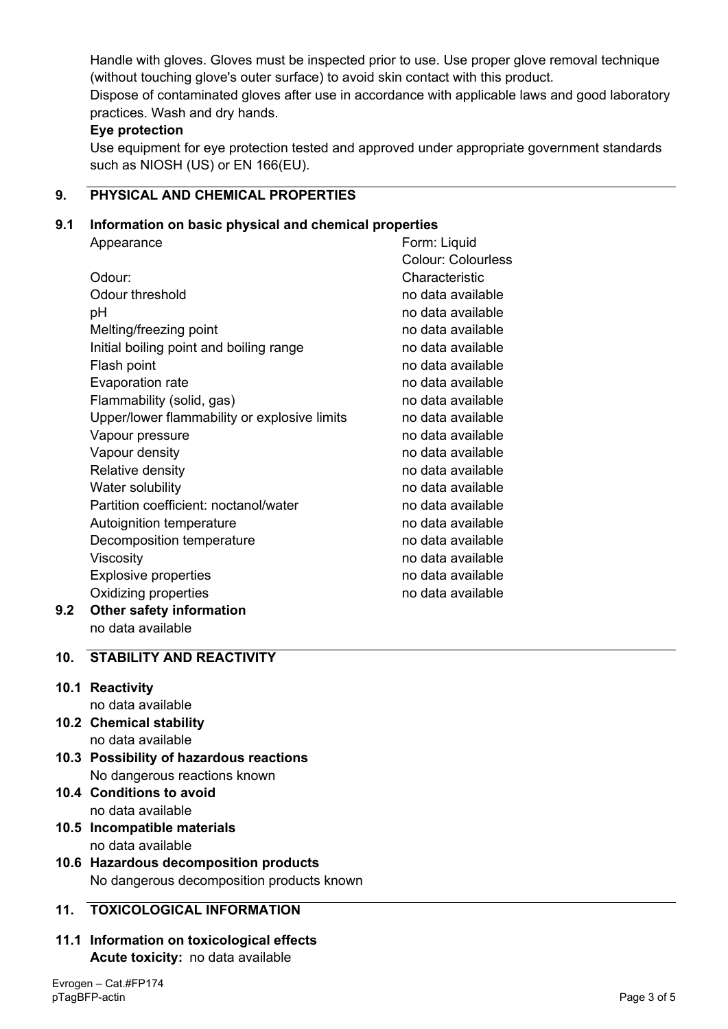Handle with gloves. Gloves must be inspected prior to use. Use proper glove removal technique (without touching glove's outer surface) to avoid skin contact with this product.
Dispose of contaminated gloves after use in accordance with applicable laws and good laboratory practices. Wash and dry hands.

**Eye protection**

Use equipment for eye protection tested and approved under appropriate government standards such as NIOSH (US) or EN 166(EU).

## 9. PHYSICAL AND CHEMICAL PROPERTIES

### 9.1 Information on basic physical and chemical properties

| | |
|---|---|
| Appearance | Form: Liquid<br>Colour: Colourless |
| Odour: | Characteristic |
| Odour threshold | no data available |
| pH | no data available |
| Melting/freezing point | no data available |
| Initial boiling point and boiling range | no data available |
| Flash point | no data available |
| Evaporation rate | no data available |
| Flammability (solid, gas) | no data available |
| Upper/lower flammability or explosive limits | no data available |
| Vapour pressure | no data available |
| Vapour density | no data available |
| Relative density | no data available |
| Water solubility | no data available |
| Partition coefficient: noctanol/water | no data available |
| Autoignition temperature | no data available |
| Decomposition temperature | no data available |
| Viscosity | no data available |
| Explosive properties | no data available |
| Oxidizing properties | no data available |

### 9.2 Other safety information

no data available

## 10. STABILITY AND REACTIVITY

### 10.1 Reactivity

no data available

### 10.2 Chemical stability

no data available

### 10.3 Possibility of hazardous reactions

No dangerous reactions known

### 10.4 Conditions to avoid

no data available

### 10.5 Incompatible materials

no data available

### 10.6 Hazardous decomposition products

No dangerous decomposition products known

## 11. TOXICOLOGICAL INFORMATION

### 11.1 Information on toxicological effects

**Acute toxicity:** no data available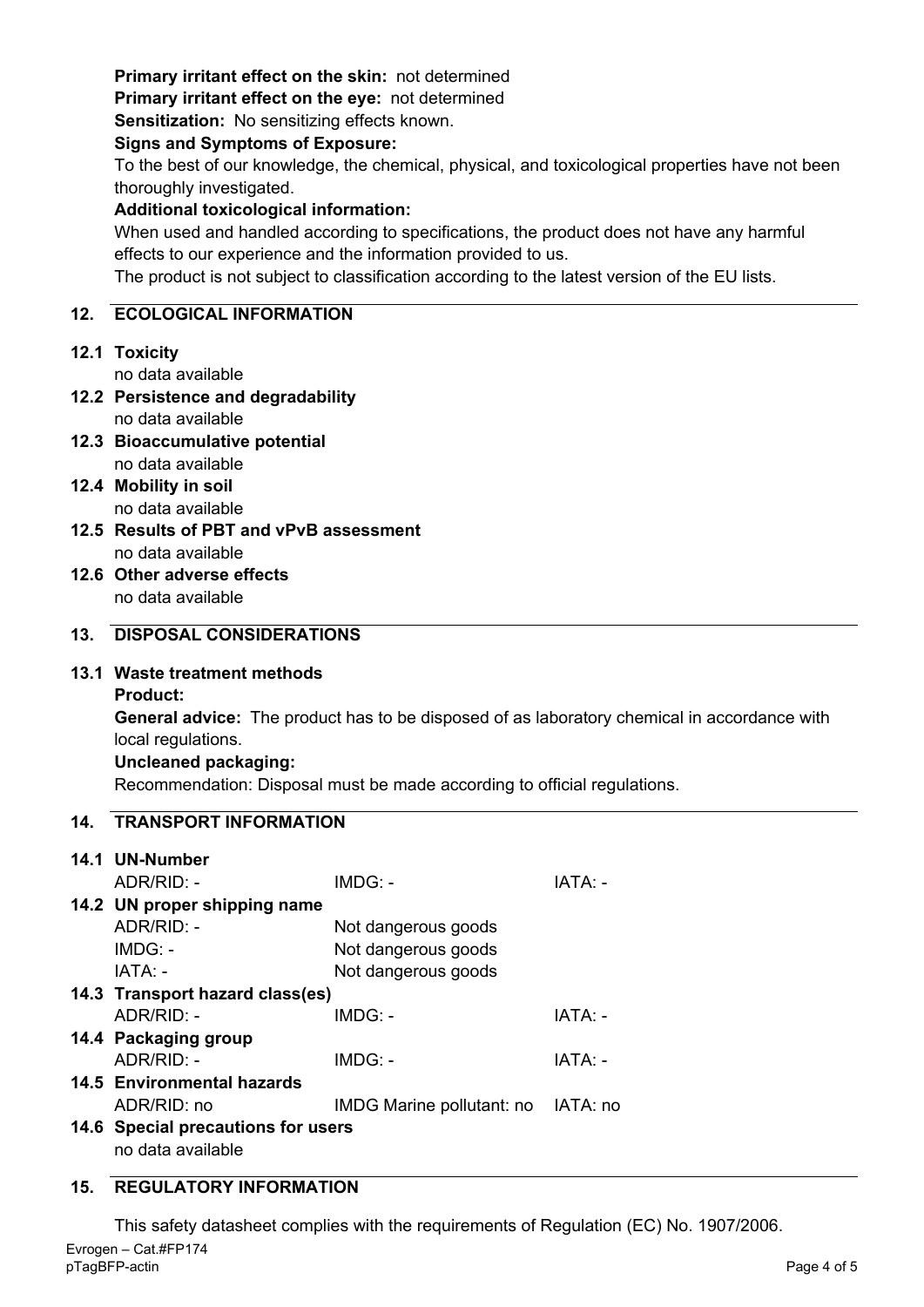**Primary irritant effect on the skin:** not determined
**Primary irritant effect on the eye:** not determined
**Sensitization:** No sensitizing effects known.
**Signs and Symptoms of Exposure:**
To the best of our knowledge, the chemical, physical, and toxicological properties have not been thoroughly investigated.
**Additional toxicological information:**
When used and handled according to specifications, the product does not have any harmful effects to our experience and the information provided to us.
The product is not subject to classification according to the latest version of the EU lists.

## 12. ECOLOGICAL INFORMATION

**12.1 Toxicity**
no data available

**12.2 Persistence and degradability**
no data available

**12.3 Bioaccumulative potential**
no data available

**12.4 Mobility in soil**
no data available

**12.5 Results of PBT and vPvB assessment**
no data available

**12.6 Other adverse effects**
no data available

## 13. DISPOSAL CONSIDERATIONS

**13.1 Waste treatment methods**
**Product:**
**General advice:** The product has to be disposed of as laboratory chemical in accordance with local regulations.
**Uncleaned packaging:**
Recommendation: Disposal must be made according to official regulations.

## 14. TRANSPORT INFORMATION

**14.1 UN-Number**

| ADR/RID: - | IMDG: - | IATA: - |
|---|---|---|

**14.2 UN proper shipping name**

| | |
|---|---|
| ADR/RID: - | Not dangerous goods |
| IMDG: - | Not dangerous goods |
| IATA: - | Not dangerous goods |

**14.3 Transport hazard class(es)**

| ADR/RID: - | IMDG: - | IATA: - |
|---|---|---|

**14.4 Packaging group**

| ADR/RID: - | IMDG: - | IATA: - |
|---|---|---|

**14.5 Environmental hazards**

| ADR/RID: no | IMDG Marine pollutant: no | IATA: no |
|---|---|---|

**14.6 Special precautions for users**
no data available

## 15. REGULATORY INFORMATION

This safety datasheet complies with the requirements of Regulation (EC) No. 1907/2006.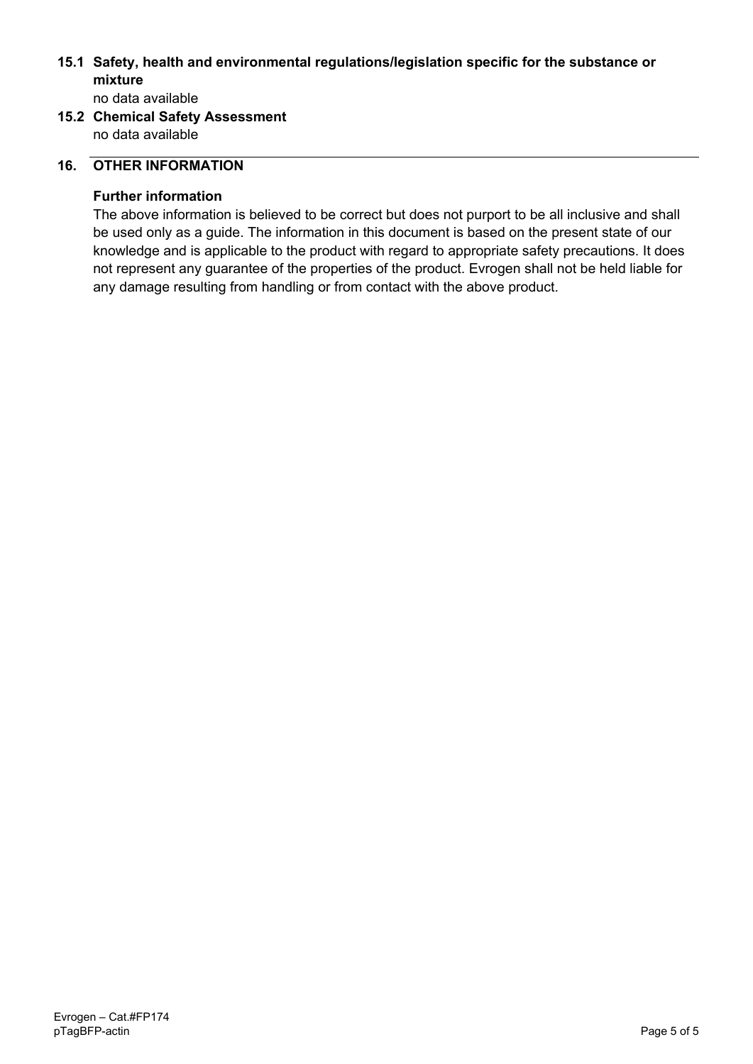### 15.1 Safety, health and environmental regulations/legislation specific for the substance or mixture

no data available

### 15.2 Chemical Safety Assessment

no data available

## 16. OTHER INFORMATION

**Further information**

The above information is believed to be correct but does not purport to be all inclusive and shall be used only as a guide. The information in this document is based on the present state of our knowledge and is applicable to the product with regard to appropriate safety precautions. It does not represent any guarantee of the properties of the product. Evrogen shall not be held liable for any damage resulting from handling or from contact with the above product.